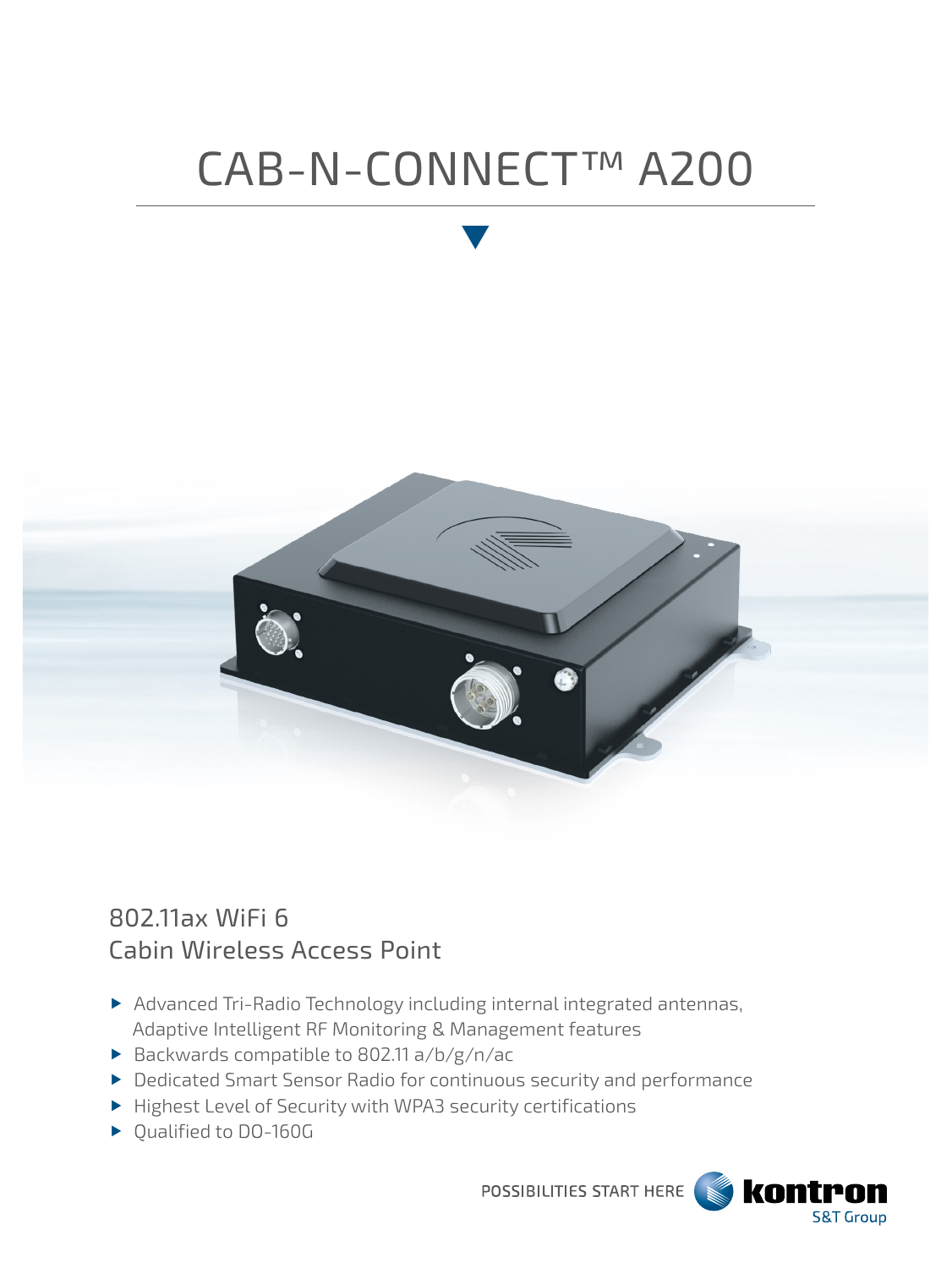# CAB-N-CONNECT™ A200

## 802.11ax WiFi 6
## Cabin Wireless Access Point

- Advanced Tri-Radio Technology including internal integrated antennas, Adaptive Intelligent RF Monitoring & Management features
- Backwards compatible to 802.11 a/b/g/n/ac
- Dedicated Smart Sensor Radio for continuous security and performance
- Highest Level of Security with WPA3 security certifications
- Qualified to DO-160G

POSSIBILITIES START HERE kontron S&T Group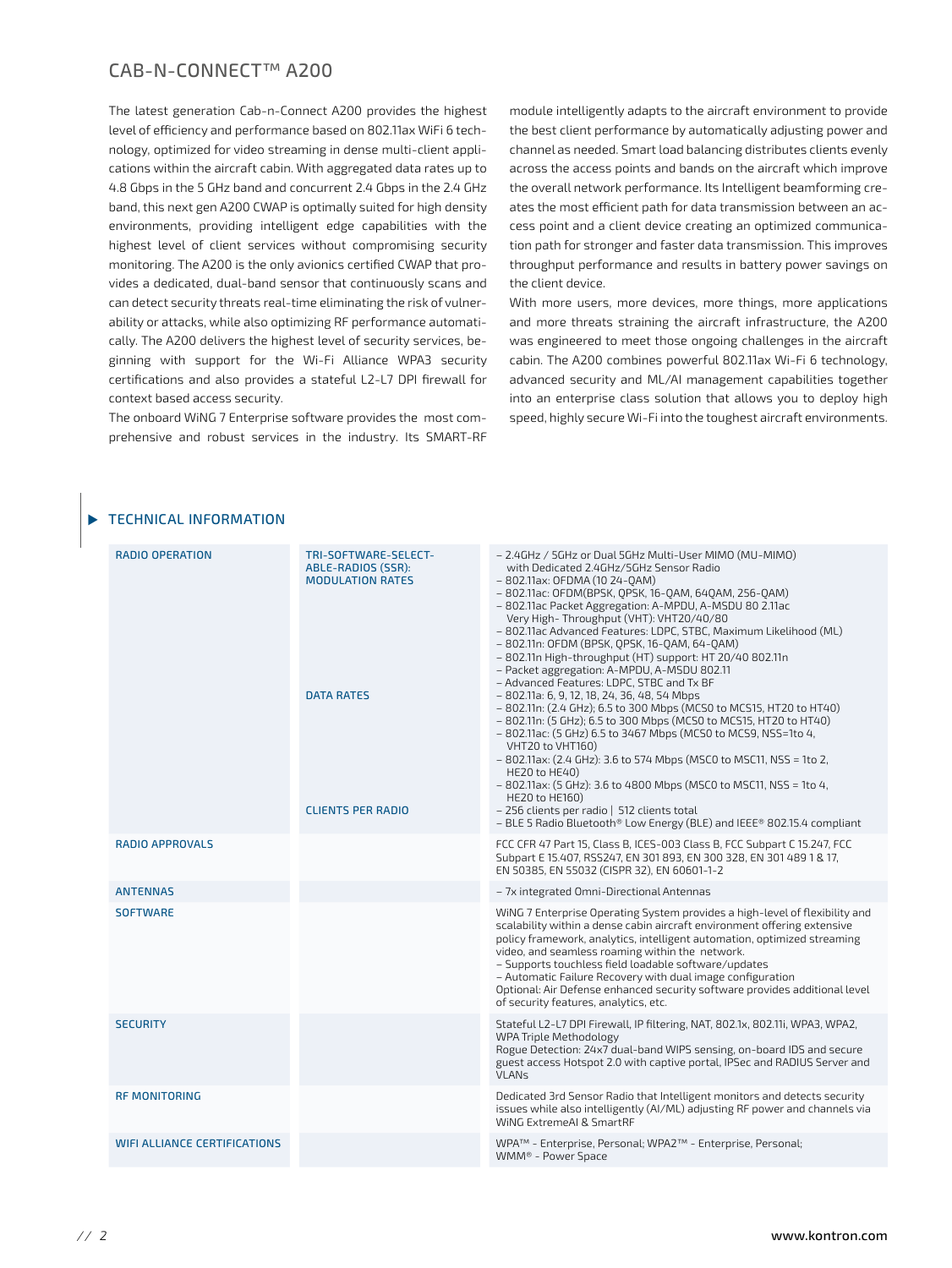## CAB-N-CONNECT™ A200

The latest generation Cab-n-Connect A200 provides the highest level of efficiency and performance based on 802.11ax WiFi 6 technology, optimized for video streaming in dense multi-client applications within the aircraft cabin. With aggregated data rates up to 4.8 Gbps in the 5 GHz band and concurrent 2.4 Gbps in the 2.4 GHz band, this next gen A200 CWAP is optimally suited for high density environments, providing intelligent edge capabilities with the highest level of client services without compromising security monitoring. The A200 is the only avionics certified CWAP that provides a dedicated, dual-band sensor that continuously scans and can detect security threats real-time eliminating the risk of vulnerability or attacks, while also optimizing RF performance automatically. The A200 delivers the highest level of security services, beginning with support for the Wi-Fi Alliance WPA3 security certifications and also provides a stateful L2-L7 DPI firewall for context based access security.

The onboard WiNG 7 Enterprise software provides the most comprehensive and robust services in the industry. Its SMART-RF module intelligently adapts to the aircraft environment to provide the best client performance by automatically adjusting power and channel as needed. Smart load balancing distributes clients evenly across the access points and bands on the aircraft which improve the overall network performance. Its Intelligent beamforming creates the most efficient path for data transmission between an access point and a client device creating an optimized communication path for stronger and faster data transmission. This improves throughput performance and results in battery power savings on the client device.

With more users, more devices, more things, more applications and more threats straining the aircraft infrastructure, the A200 was engineered to meet those ongoing challenges in the aircraft cabin. The A200 combines powerful 802.11ax Wi-Fi 6 technology, advanced security and ML/AI management capabilities together into an enterprise class solution that allows you to deploy high speed, highly secure Wi-Fi into the toughest aircraft environments.

### TECHNICAL INFORMATION

| | | |
|---|---|---|
| RADIO OPERATION | TRI-SOFTWARE-SELECTABLE-RADIOS (SSR): MODULATION RATES | – 2.4GHz / 5GHz or Dual 5GHz Multi-User MIMO (MU-MIMO) with Dedicated 2.4GHz/5GHz Sensor Radio<br>– 802.11ax: OFDMA (10 24-QAM)<br>– 802.11ac: OFDM(BPSK, QPSK, 16-QAM, 64QAM, 256-QAM)<br>– 802.11ac Packet Aggregation: A-MPDU, A-MSDU 80 2.11ac Very High- Throughput (VHT): VHT20/40/80<br>– 802.11ac Advanced Features: LDPC, STBC, Maximum Likelihood (ML)<br>– 802.11n: OFDM (BPSK, QPSK, 16-QAM, 64-QAM)<br>– 802.11n High-throughput (HT) support: HT 20/40 802.11n<br>– Packet aggregation: A-MPDU, A-MSDU 802.11<br>– Advanced Features: LDPC, STBC and Tx BF |
| | DATA RATES | – 802.11a: 6, 9, 12, 18, 24, 36, 48, 54 Mbps<br>– 802.11n: (2.4 GHz); 6.5 to 300 Mbps (MCS0 to MCS15, HT20 to HT40)<br>– 802.11n: (5 GHz); 6.5 to 300 Mbps (MCS0 to MCS15, HT20 to HT40)<br>– 802.11ac: (5 GHz) 6.5 to 3467 Mbps (MCS0 to MCS9, NSS=1to 4, VHT20 to VHT160)<br>– 802.11ax: (2.4 GHz): 3.6 to 574 Mbps (MSC0 to MSC11, NSS = 1to 2, HE20 to HE40)<br>– 802.11ax: (5 GHz): 3.6 to 4800 Mbps (MSC0 to MSC11, NSS = 1to 4, HE20 to HE160) |
| | CLIENTS PER RADIO | – 256 clients per radio \| 512 clients total<br>– BLE 5 Radio Bluetooth® Low Energy (BLE) and IEEE® 802.15.4 compliant |
| RADIO APPROVALS | | FCC CFR 47 Part 15, Class B, ICES-003 Class B, FCC Subpart C 15.247, FCC Subpart E 15.407, RSS247, EN 301 893, EN 300 328, EN 301 489 1 & 17, EN 50385, EN 55032 (CISPR 32), EN 60601-1-2 |
| ANTENNAS | | – 7x integrated Omni-Directional Antennas |
| SOFTWARE | | WiNG 7 Enterprise Operating System provides a high-level of flexibility and scalability within a dense cabin aircraft environment offering extensive policy framework, analytics, intelligent automation, optimized streaming video, and seamless roaming within the network.<br>– Supports touchless field loadable software/updates<br>– Automatic Failure Recovery with dual image configuration<br>Optional: Air Defense enhanced security software provides additional level of security features, analytics, etc. |
| SECURITY | | Stateful L2-L7 DPI Firewall, IP filtering, NAT, 802.1x, 802.11i, WPA3, WPA2, WPA Triple Methodology<br>Rogue Detection: 24x7 dual-band WIPS sensing, on-board IDS and secure guest access Hotspot 2.0 with captive portal, IPSec and RADIUS Server and VLANs |
| RF MONITORING | | Dedicated 3rd Sensor Radio that Intelligent monitors and detects security issues while also intelligently (AI/ML) adjusting RF power and channels via WiNG ExtremeAI & SmartRF |
| WIFI ALLIANCE CERTIFICATIONS | | WPA™ - Enterprise, Personal; WPA2™ - Enterprise, Personal;<br>WMM® - Power Space |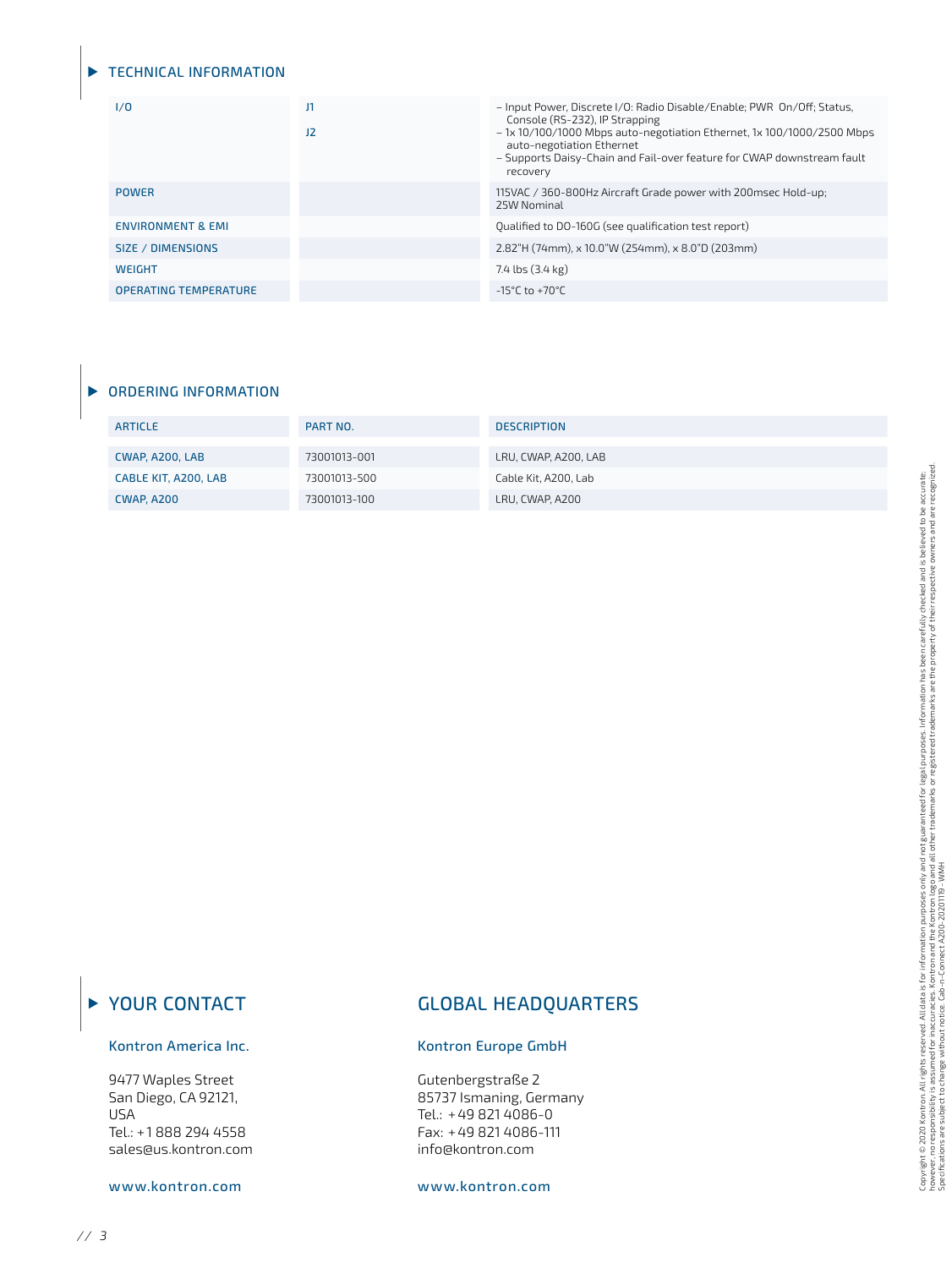## TECHNICAL INFORMATION

| | | |
|---|---|---|
| I/O | J1<br>J2 | – Input Power, Discrete I/O: Radio Disable/Enable; PWR On/Off; Status, Console (RS-232), IP Strapping<br>– 1x 10/100/1000 Mbps auto-negotiation Ethernet, 1x 100/1000/2500 Mbps auto-negotiation Ethernet<br>– Supports Daisy-Chain and Fail-over feature for CWAP downstream fault recovery |
| POWER | | 115VAC / 360-800Hz Aircraft Grade power with 200msec Hold-up; 25W Nominal |
| ENVIRONMENT & EMI | | Qualified to DO-160G (see qualification test report) |
| SIZE / DIMENSIONS | | 2.82"H (74mm), x 10.0"W (254mm), x 8.0"D (203mm) |
| WEIGHT | | 7.4 lbs (3.4 kg) |
| OPERATING TEMPERATURE | | -15°C to +70°C |

## ORDERING INFORMATION

| ARTICLE | PART NO. | DESCRIPTION |
|---|---|---|
| CWAP, A200, LAB | 73001013-001 | LRU, CWAP, A200, LAB |
| CABLE KIT, A200, LAB | 73001013-500 | Cable Kit, A200, Lab |
| CWAP, A200 | 73001013-100 | LRU, CWAP, A200 |

## YOUR CONTACT

**Kontron America Inc.**

9477 Waples Street
San Diego, CA 92121,
USA
Tel.: +1 888 294 4558
sales@us.kontron.com

www.kontron.com

## GLOBAL HEADQUARTERS

**Kontron Europe GmbH**

Gutenbergstraße 2
85737 Ismaning, Germany
Tel.: +49 821 4086-0
Fax: +49 821 4086-111
info@kontron.com

www.kontron.com

Copyright © 2020 Kontron. All rights reserved. All data is for information purposes only and not guaranteed for legal purposes. Information has been carefully checked and is believed to be accurate; however, no responsibility is assumed for inaccuracies. Kontron and the Kontron logo and all other trademarks or registered trademarks are the property of their respective owners and are recognized. Specifications are subject to change without notice. Cab-n-Connect A200-20201119 - WMH